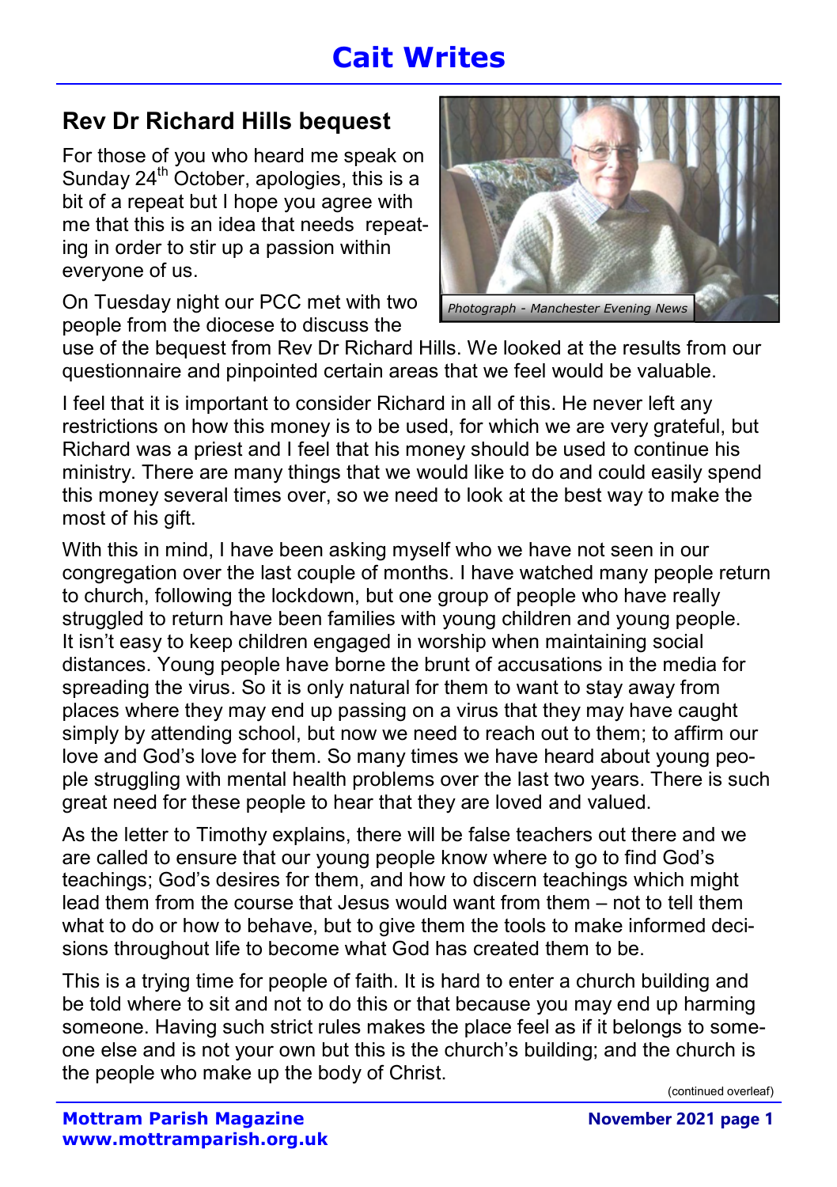# Cait Writes

## Rev Dr Richard Hills bequest

For those of you who heard me speak on Sunday 24th October, apologies, this is a bit of a repeat but I hope you agree with me that this is an idea that needs repeating in order to stir up a passion within everyone of us.

Photograph - Manchester Evening News

On Tuesday night our PCC met with two people from the diocese to discuss the use of the bequest from Rev Dr Richard Hills. We looked at the results from our questionnaire and pinpointed certain areas that we feel would be valuable.

I feel that it is important to consider Richard in all of this. He never left any restrictions on how this money is to be used, for which we are very grateful, but Richard was a priest and I feel that his money should be used to continue his ministry. There are many things that we would like to do and could easily spend this money several times over, so we need to look at the best way to make the most of his gift.

With this in mind, I have been asking myself who we have not seen in our congregation over the last couple of months. I have watched many people return to church, following the lockdown, but one group of people who have really struggled to return have been families with young children and young people. It isn't easy to keep children engaged in worship when maintaining social distances. Young people have borne the brunt of accusations in the media for spreading the virus. So it is only natural for them to want to stay away from places where they may end up passing on a virus that they may have caught simply by attending school, but now we need to reach out to them; to affirm our love and God's love for them. So many times we have heard about young people struggling with mental health problems over the last two years. There is such great need for these people to hear that they are loved and valued.

As the letter to Timothy explains, there will be false teachers out there and we are called to ensure that our young people know where to go to find God's teachings; God's desires for them, and how to discern teachings which might lead them from the course that Jesus would want from them – not to tell them what to do or how to behave, but to give them the tools to make informed decisions throughout life to become what God has created them to be.

This is a trying time for people of faith. It is hard to enter a church building and be told where to sit and not to do this or that because you may end up harming someone. Having such strict rules makes the place feel as if it belongs to someone else and is not your own but this is the church's building; and the church is the people who make up the body of Christ.

(continued overleaf)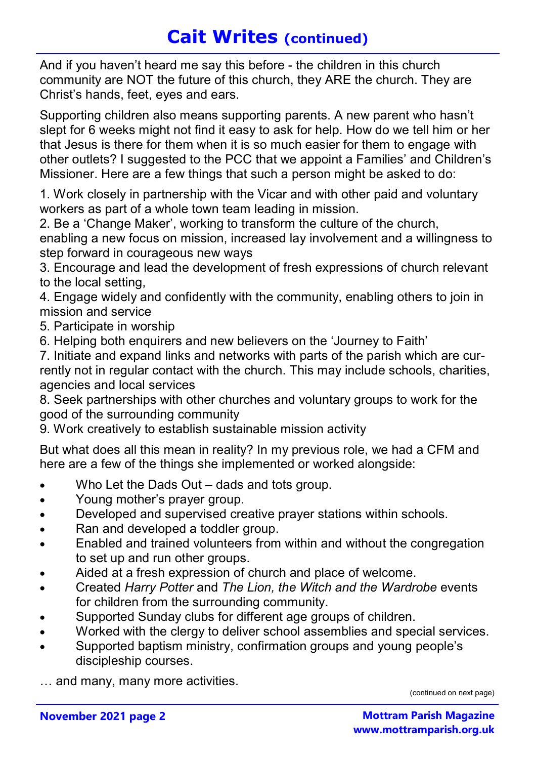# Cait Writes (continued)

And if you haven't heard me say this before - the children in this church community are NOT the future of this church, they ARE the church. They are Christ's hands, feet, eyes and ears.

Supporting children also means supporting parents. A new parent who hasn't slept for 6 weeks might not find it easy to ask for help. How do we tell him or her that Jesus is there for them when it is so much easier for them to engage with other outlets? I suggested to the PCC that we appoint a Families' and Children's Missioner. Here are a few things that such a person might be asked to do:

1. Work closely in partnership with the Vicar and with other paid and voluntary workers as part of a whole town team leading in mission.
2. Be a 'Change Maker', working to transform the culture of the church, enabling a new focus on mission, increased lay involvement and a willingness to step forward in courageous new ways
3. Encourage and lead the development of fresh expressions of church relevant to the local setting,
4. Engage widely and confidently with the community, enabling others to join in mission and service
5. Participate in worship
6. Helping both enquirers and new believers on the 'Journey to Faith'
7. Initiate and expand links and networks with parts of the parish which are currently not in regular contact with the church. This may include schools, charities, agencies and local services
8. Seek partnerships with other churches and voluntary groups to work for the good of the surrounding community
9. Work creatively to establish sustainable mission activity

But what does all this mean in reality? In my previous role, we had a CFM and here are a few of the things she implemented or worked alongside:

- Who Let the Dads Out – dads and tots group.
- Young mother's prayer group.
- Developed and supervised creative prayer stations within schools.
- Ran and developed a toddler group.
- Enabled and trained volunteers from within and without the congregation to set up and run other groups.
- Aided at a fresh expression of church and place of welcome.
- Created *Harry Potter* and *The Lion, the Witch and the Wardrobe* events for children from the surrounding community.
- Supported Sunday clubs for different age groups of children.
- Worked with the clergy to deliver school assemblies and special services.
- Supported baptism ministry, confirmation groups and young people's discipleship courses.

… and many, many more activities.

(continued on next page)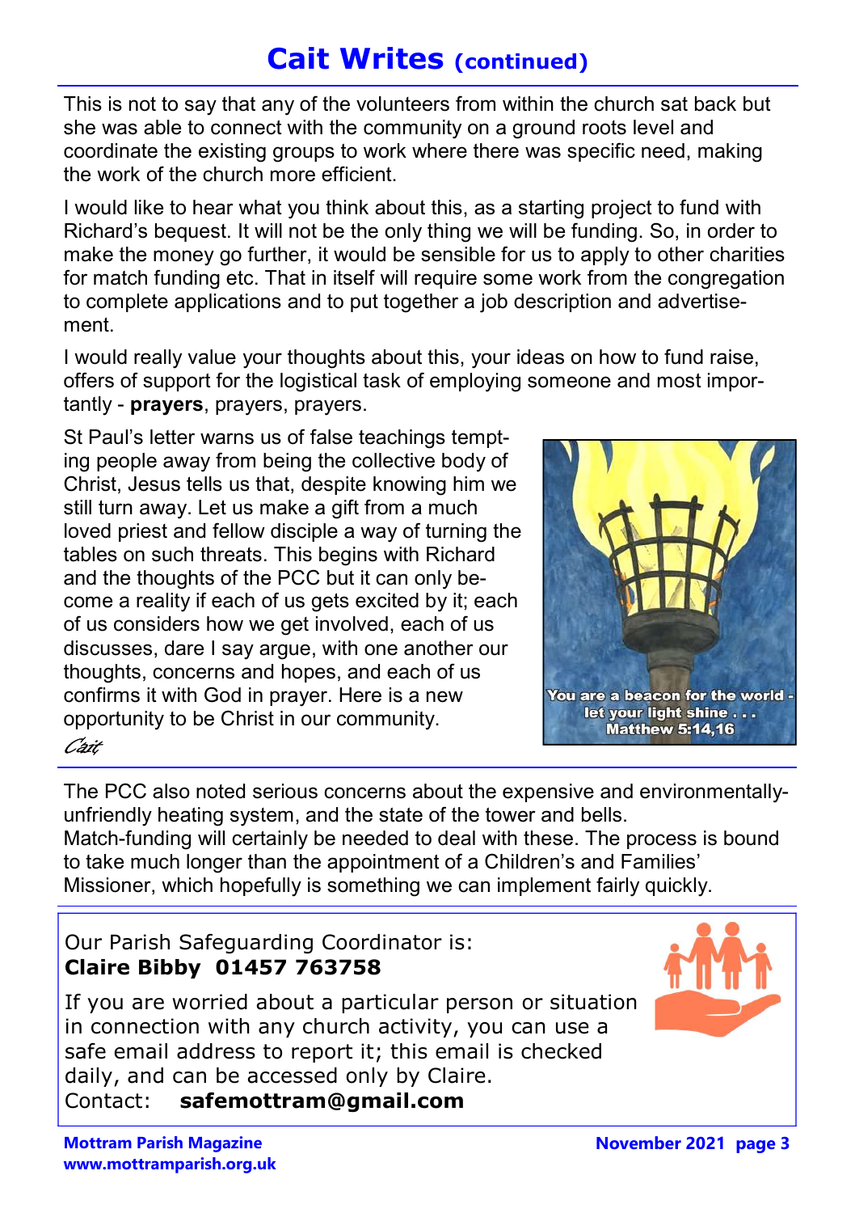# Cait Writes (continued)

This is not to say that any of the volunteers from within the church sat back but she was able to connect with the community on a ground roots level and coordinate the existing groups to work where there was specific need, making the work of the church more efficient.

I would like to hear what you think about this, as a starting project to fund with Richard's bequest. It will not be the only thing we will be funding. So, in order to make the money go further, it would be sensible for us to apply to other charities for match funding etc. That in itself will require some work from the congregation to complete applications and to put together a job description and advertisement.

I would really value your thoughts about this, your ideas on how to fund raise, offers of support for the logistical task of employing someone and most importantly - **prayers**, prayers, prayers.

St Paul's letter warns us of false teachings tempting people away from being the collective body of Christ, Jesus tells us that, despite knowing him we still turn away. Let us make a gift from a much loved priest and fellow disciple a way of turning the tables on such threats. This begins with Richard and the thoughts of the PCC but it can only become a reality if each of us gets excited by it; each of us considers how we get involved, each of us discusses, dare I say argue, with one another our thoughts, concerns and hopes, and each of us confirms it with God in prayer. Here is a new opportunity to be Christ in our community.

*Cait*

You are a beacon for the world - let your light shine . . . Matthew 5:14,16

The PCC also noted serious concerns about the expensive and environmentally-unfriendly heating system, and the state of the tower and bells. Match-funding will certainly be needed to deal with these. The process is bound to take much longer than the appointment of a Children's and Families' Missioner, which hopefully is something we can implement fairly quickly.

Our Parish Safeguarding Coordinator is:
**Claire Bibby 01457 763758**

If you are worried about a particular person or situation in connection with any church activity, you can use a safe email address to report it; this email is checked daily, and can be accessed only by Claire.
Contact: **safemottram@gmail.com**